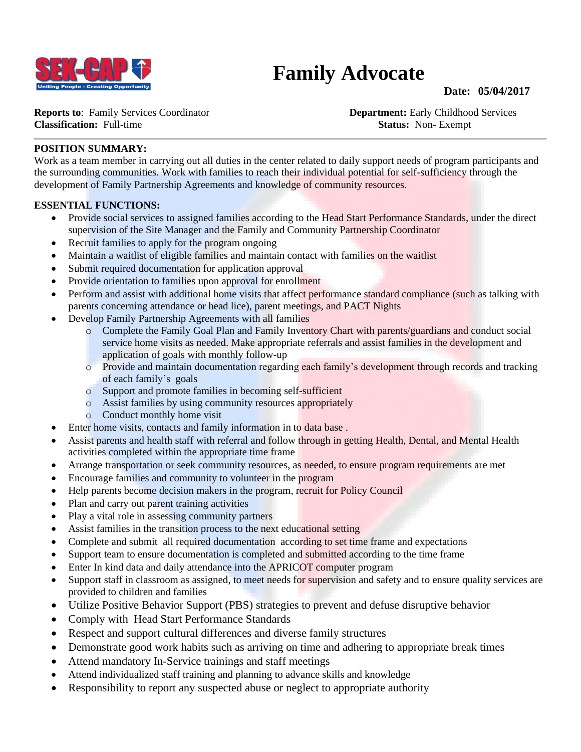# Family Advocate

**Date: 05/04/2017**

**Reports to**: Family Services Coordinator
**Classification:** Full-time
**Department:** Early Childhood Services
**Status:** Non- Exempt

---

**POSITION SUMMARY:**

Work as a team member in carrying out all duties in the center related to daily support needs of program participants and the surrounding communities. Work with families to reach their individual potential for self-sufficiency through the development of Family Partnership Agreements and knowledge of community resources.

**ESSENTIAL FUNCTIONS:**

- Provide social services to assigned families according to the Head Start Performance Standards, under the direct supervision of the Site Manager and the Family and Community Partnership Coordinator
- Recruit families to apply for the program ongoing
- Maintain a waitlist of eligible families and maintain contact with families on the waitlist
- Submit required documentation for application approval
- Provide orientation to families upon approval for enrollment
- Perform and assist with additional home visits that affect performance standard compliance (such as talking with parents concerning attendance or head lice), parent meetings, and PACT Nights
- Develop Family Partnership Agreements with all families
    - Complete the Family Goal Plan and Family Inventory Chart with parents/guardians and conduct social service home visits as needed. Make appropriate referrals and assist families in the development and application of goals with monthly follow-up
    - Provide and maintain documentation regarding each family's development through records and tracking of each family's goals
    - Support and promote families in becoming self-sufficient
    - Assist families by using community resources appropriately
    - Conduct monthly home visit
- Enter home visits, contacts and family information in to data base .
- Assist parents and health staff with referral and follow through in getting Health, Dental, and Mental Health activities completed within the appropriate time frame
- Arrange transportation or seek community resources, as needed, to ensure program requirements are met
- Encourage families and community to volunteer in the program
- Help parents become decision makers in the program, recruit for Policy Council
- Plan and carry out parent training activities
- Play a vital role in assessing community partners
- Assist families in the transition process to the next educational setting
- Complete and submit all required documentation according to set time frame and expectations
- Support team to ensure documentation is completed and submitted according to the time frame
- Enter In kind data and daily attendance into the APRICOT computer program
- Support staff in classroom as assigned, to meet needs for supervision and safety and to ensure quality services are provided to children and families
- Utilize Positive Behavior Support (PBS) strategies to prevent and defuse disruptive behavior
- Comply with Head Start Performance Standards
- Respect and support cultural differences and diverse family structures
- Demonstrate good work habits such as arriving on time and adhering to appropriate break times
- Attend mandatory In-Service trainings and staff meetings
- Attend individualized staff training and planning to advance skills and knowledge
- Responsibility to report any suspected abuse or neglect to appropriate authority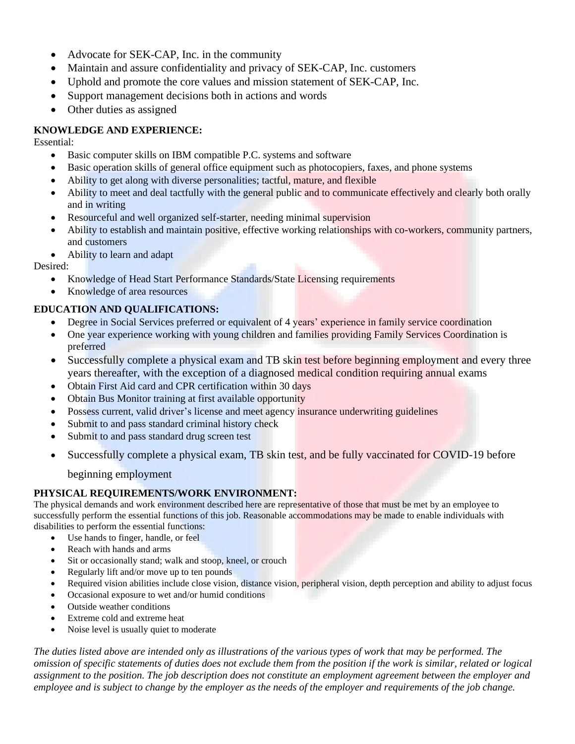- Advocate for SEK-CAP, Inc. in the community
- Maintain and assure confidentiality and privacy of SEK-CAP, Inc. customers
- Uphold and promote the core values and mission statement of SEK-CAP, Inc.
- Support management decisions both in actions and words
- Other duties as assigned

**KNOWLEDGE AND EXPERIENCE:**

Essential:

- Basic computer skills on IBM compatible P.C. systems and software
- Basic operation skills of general office equipment such as photocopiers, faxes, and phone systems
- Ability to get along with diverse personalities; tactful, mature, and flexible
- Ability to meet and deal tactfully with the general public and to communicate effectively and clearly both orally and in writing
- Resourceful and well organized self-starter, needing minimal supervision
- Ability to establish and maintain positive, effective working relationships with co-workers, community partners, and customers
- Ability to learn and adapt

Desired:

- Knowledge of Head Start Performance Standards/State Licensing requirements
- Knowledge of area resources

**EDUCATION AND QUALIFICATIONS:**

- Degree in Social Services preferred or equivalent of 4 years' experience in family service coordination
- One year experience working with young children and families providing Family Services Coordination is preferred
- Successfully complete a physical exam and TB skin test before beginning employment and every three years thereafter, with the exception of a diagnosed medical condition requiring annual exams
- Obtain First Aid card and CPR certification within 30 days
- Obtain Bus Monitor training at first available opportunity
- Possess current, valid driver's license and meet agency insurance underwriting guidelines
- Submit to and pass standard criminal history check
- Submit to and pass standard drug screen test
- Successfully complete a physical exam, TB skin test, and be fully vaccinated for COVID-19 before beginning employment

**PHYSICAL REQUIREMENTS/WORK ENVIRONMENT:**

The physical demands and work environment described here are representative of those that must be met by an employee to successfully perform the essential functions of this job. Reasonable accommodations may be made to enable individuals with disabilities to perform the essential functions:

- Use hands to finger, handle, or feel
- Reach with hands and arms
- Sit or occasionally stand; walk and stoop, kneel, or crouch
- Regularly lift and/or move up to ten pounds
- Required vision abilities include close vision, distance vision, peripheral vision, depth perception and ability to adjust focus
- Occasional exposure to wet and/or humid conditions
- Outside weather conditions
- Extreme cold and extreme heat
- Noise level is usually quiet to moderate

*The duties listed above are intended only as illustrations of the various types of work that may be performed. The omission of specific statements of duties does not exclude them from the position if the work is similar, related or logical assignment to the position. The job description does not constitute an employment agreement between the employer and employee and is subject to change by the employer as the needs of the employer and requirements of the job change.*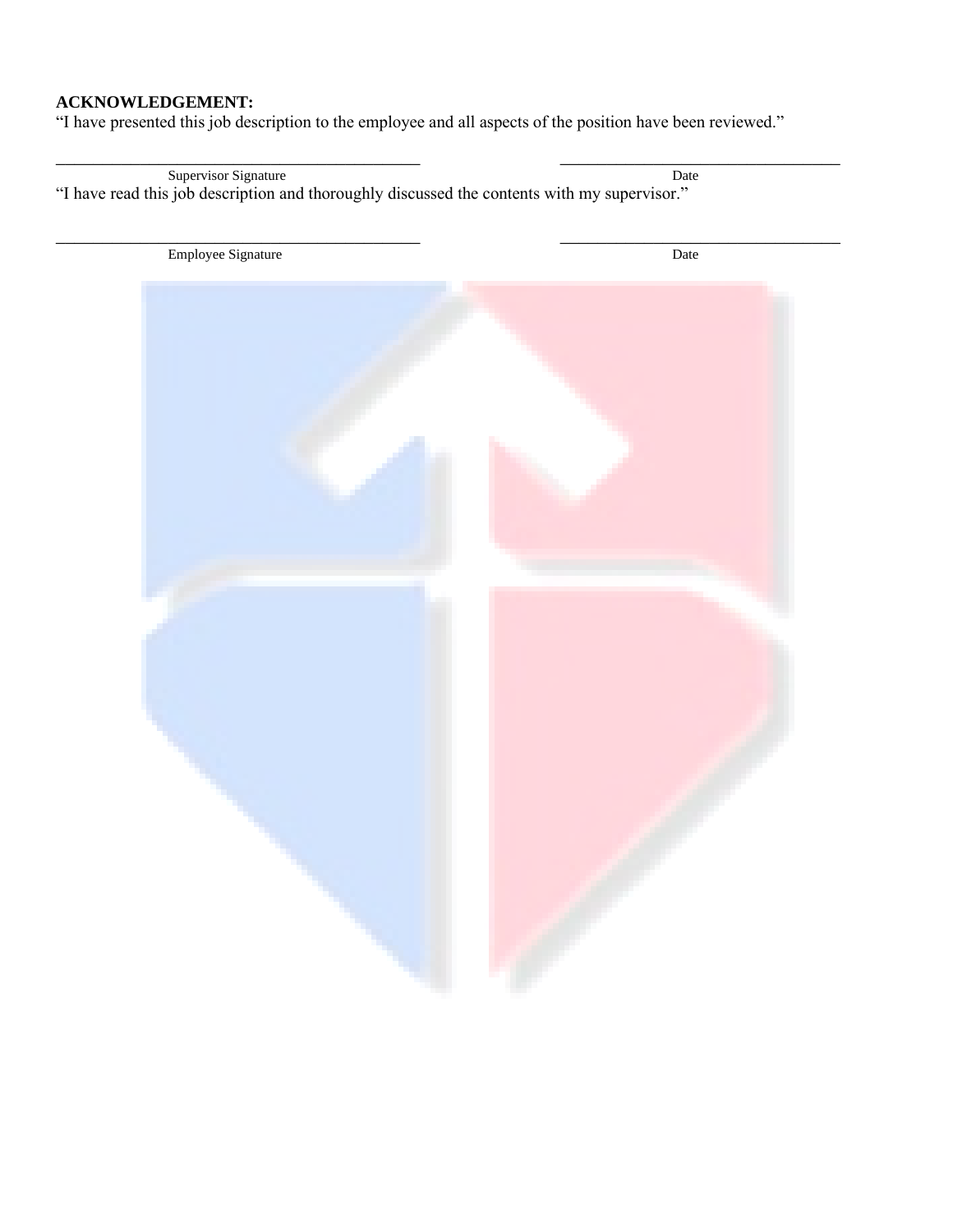**ACKNOWLEDGEMENT:**

"I have presented this job description to the employee and all aspects of the position have been reviewed."

______________________________________________ ______________________________

Supervisor Signature Date

"I have read this job description and thoroughly discussed the contents with my supervisor."

______________________________________________ ______________________________

Employee Signature Date